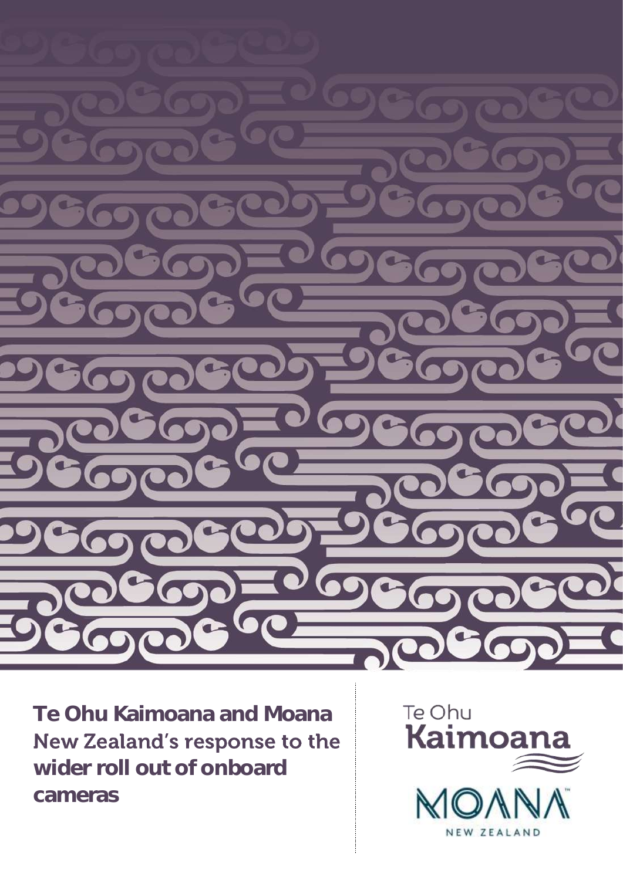# Te Ohu Kaimoana and Moana New Zealand's response to the wider roll out of onboard cameras

Te Ohu Kaimoana

MOANA NEW ZEALAND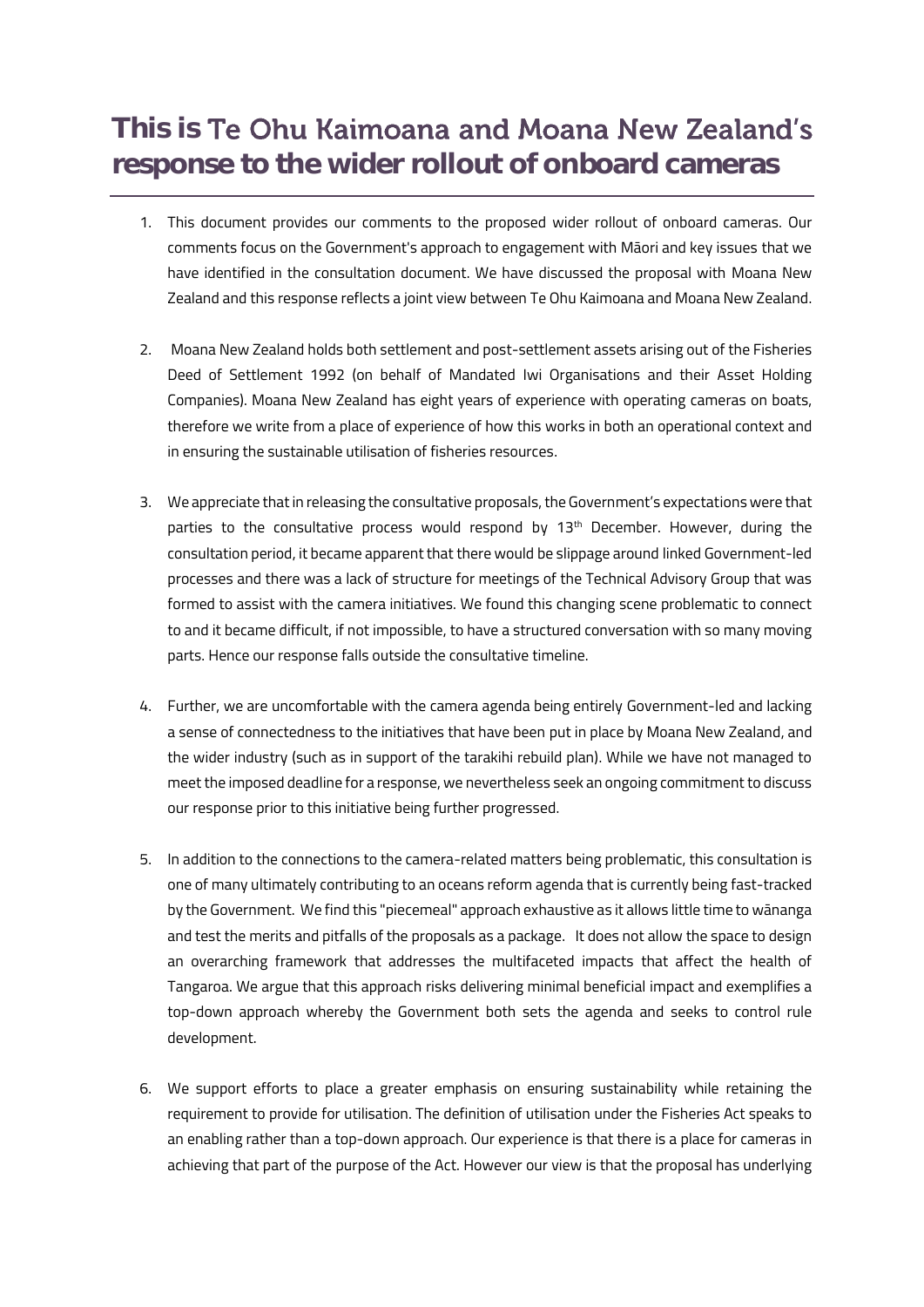# This is Te Ohu Kaimoana and Moana New Zealand's response to the wider rollout of onboard cameras

1. This document provides our comments to the proposed wider rollout of onboard cameras. Our comments focus on the Government's approach to engagement with Māori and key issues that we have identified in the consultation document. We have discussed the proposal with Moana New Zealand and this response reflects a joint view between Te Ohu Kaimoana and Moana New Zealand.

2. Moana New Zealand holds both settlement and post-settlement assets arising out of the Fisheries Deed of Settlement 1992 (on behalf of Mandated Iwi Organisations and their Asset Holding Companies). Moana New Zealand has eight years of experience with operating cameras on boats, therefore we write from a place of experience of how this works in both an operational context and in ensuring the sustainable utilisation of fisheries resources.

3. We appreciate that in releasing the consultative proposals, the Government's expectations were that parties to the consultative process would respond by 13th December. However, during the consultation period, it became apparent that there would be slippage around linked Government-led processes and there was a lack of structure for meetings of the Technical Advisory Group that was formed to assist with the camera initiatives. We found this changing scene problematic to connect to and it became difficult, if not impossible, to have a structured conversation with so many moving parts. Hence our response falls outside the consultative timeline.

4. Further, we are uncomfortable with the camera agenda being entirely Government-led and lacking a sense of connectedness to the initiatives that have been put in place by Moana New Zealand, and the wider industry (such as in support of the tarakihi rebuild plan). While we have not managed to meet the imposed deadline for a response, we nevertheless seek an ongoing commitment to discuss our response prior to this initiative being further progressed.

5. In addition to the connections to the camera-related matters being problematic, this consultation is one of many ultimately contributing to an oceans reform agenda that is currently being fast-tracked by the Government. We find this "piecemeal" approach exhaustive as it allows little time to wānanga and test the merits and pitfalls of the proposals as a package. It does not allow the space to design an overarching framework that addresses the multifaceted impacts that affect the health of Tangaroa. We argue that this approach risks delivering minimal beneficial impact and exemplifies a top-down approach whereby the Government both sets the agenda and seeks to control rule development.

6. We support efforts to place a greater emphasis on ensuring sustainability while retaining the requirement to provide for utilisation. The definition of utilisation under the Fisheries Act speaks to an enabling rather than a top-down approach. Our experience is that there is a place for cameras in achieving that part of the purpose of the Act. However our view is that the proposal has underlying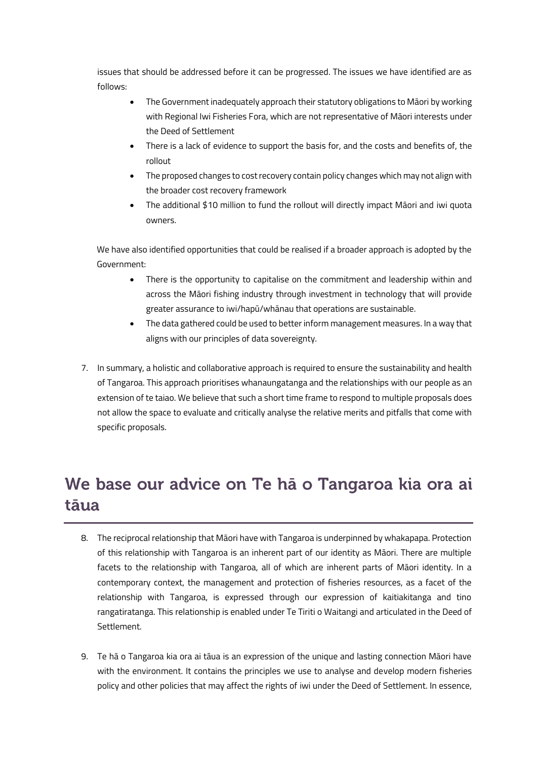issues that should be addressed before it can be progressed. The issues we have identified are as follows:

- The Government inadequately approach their statutory obligations to Māori by working with Regional Iwi Fisheries Fora, which are not representative of Māori interests under the Deed of Settlement
- There is a lack of evidence to support the basis for, and the costs and benefits of, the rollout
- The proposed changes to cost recovery contain policy changes which may not align with the broader cost recovery framework
- The additional $10 million to fund the rollout will directly impact Māori and iwi quota owners.

We have also identified opportunities that could be realised if a broader approach is adopted by the Government:

- There is the opportunity to capitalise on the commitment and leadership within and across the Māori fishing industry through investment in technology that will provide greater assurance to iwi/hapū/whānau that operations are sustainable.
- The data gathered could be used to better inform management measures. In a way that aligns with our principles of data sovereignty.

7. In summary, a holistic and collaborative approach is required to ensure the sustainability and health of Tangaroa. This approach prioritises whanaungatanga and the relationships with our people as an extension of te taiao. We believe that such a short time frame to respond to multiple proposals does not allow the space to evaluate and critically analyse the relative merits and pitfalls that come with specific proposals.

## We base our advice on Te hā o Tangaroa kia ora ai tāua

8. The reciprocal relationship that Māori have with Tangaroa is underpinned by whakapapa. Protection of this relationship with Tangaroa is an inherent part of our identity as Māori. There are multiple facets to the relationship with Tangaroa, all of which are inherent parts of Māori identity. In a contemporary context, the management and protection of fisheries resources, as a facet of the relationship with Tangaroa, is expressed through our expression of kaitiakitanga and tino rangatiratanga. This relationship is enabled under Te Tiriti o Waitangi and articulated in the Deed of Settlement.

9. Te hā o Tangaroa kia ora ai tāua is an expression of the unique and lasting connection Māori have with the environment. It contains the principles we use to analyse and develop modern fisheries policy and other policies that may affect the rights of iwi under the Deed of Settlement. In essence,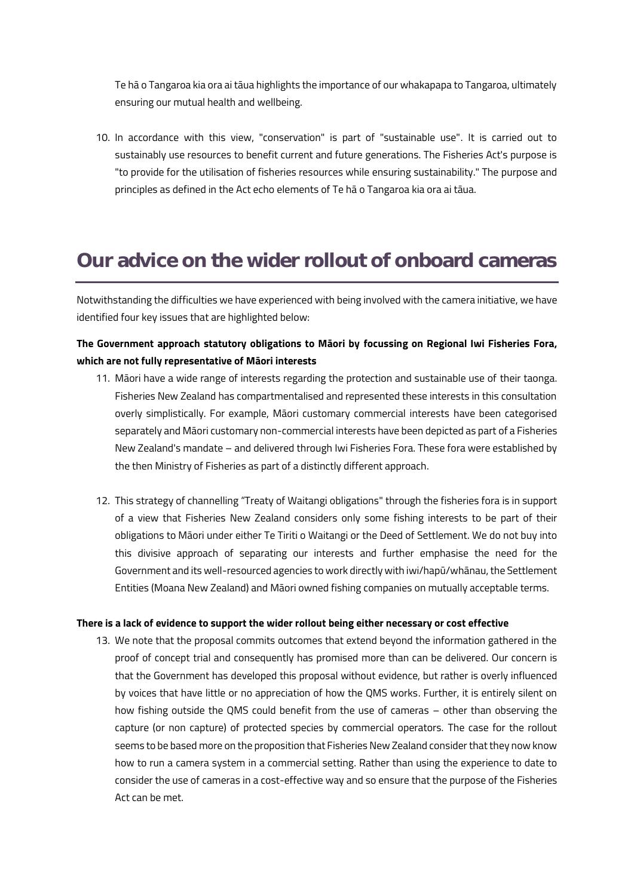Te hā o Tangaroa kia ora ai tāua highlights the importance of our whakapapa to Tangaroa, ultimately ensuring our mutual health and wellbeing.

10. In accordance with this view, "conservation" is part of "sustainable use". It is carried out to sustainably use resources to benefit current and future generations. The Fisheries Act's purpose is "to provide for the utilisation of fisheries resources while ensuring sustainability." The purpose and principles as defined in the Act echo elements of Te hā o Tangaroa kia ora ai tāua.

# Our advice on the wider rollout of onboard cameras

Notwithstanding the difficulties we have experienced with being involved with the camera initiative, we have identified four key issues that are highlighted below:

**The Government approach statutory obligations to Māori by focussing on Regional Iwi Fisheries Fora, which are not fully representative of Māori interests**

11. Māori have a wide range of interests regarding the protection and sustainable use of their taonga. Fisheries New Zealand has compartmentalised and represented these interests in this consultation overly simplistically. For example, Māori customary commercial interests have been categorised separately and Māori customary non-commercial interests have been depicted as part of a Fisheries New Zealand's mandate – and delivered through Iwi Fisheries Fora. These fora were established by the then Ministry of Fisheries as part of a distinctly different approach.

12. This strategy of channelling "Treaty of Waitangi obligations" through the fisheries fora is in support of a view that Fisheries New Zealand considers only some fishing interests to be part of their obligations to Māori under either Te Tiriti o Waitangi or the Deed of Settlement. We do not buy into this divisive approach of separating our interests and further emphasise the need for the Government and its well-resourced agencies to work directly with iwi/hapū/whānau, the Settlement Entities (Moana New Zealand) and Māori owned fishing companies on mutually acceptable terms.

**There is a lack of evidence to support the wider rollout being either necessary or cost effective**

13. We note that the proposal commits outcomes that extend beyond the information gathered in the proof of concept trial and consequently has promised more than can be delivered. Our concern is that the Government has developed this proposal without evidence, but rather is overly influenced by voices that have little or no appreciation of how the QMS works. Further, it is entirely silent on how fishing outside the QMS could benefit from the use of cameras – other than observing the capture (or non capture) of protected species by commercial operators. The case for the rollout seems to be based more on the proposition that Fisheries New Zealand consider that they now know how to run a camera system in a commercial setting. Rather than using the experience to date to consider the use of cameras in a cost-effective way and so ensure that the purpose of the Fisheries Act can be met.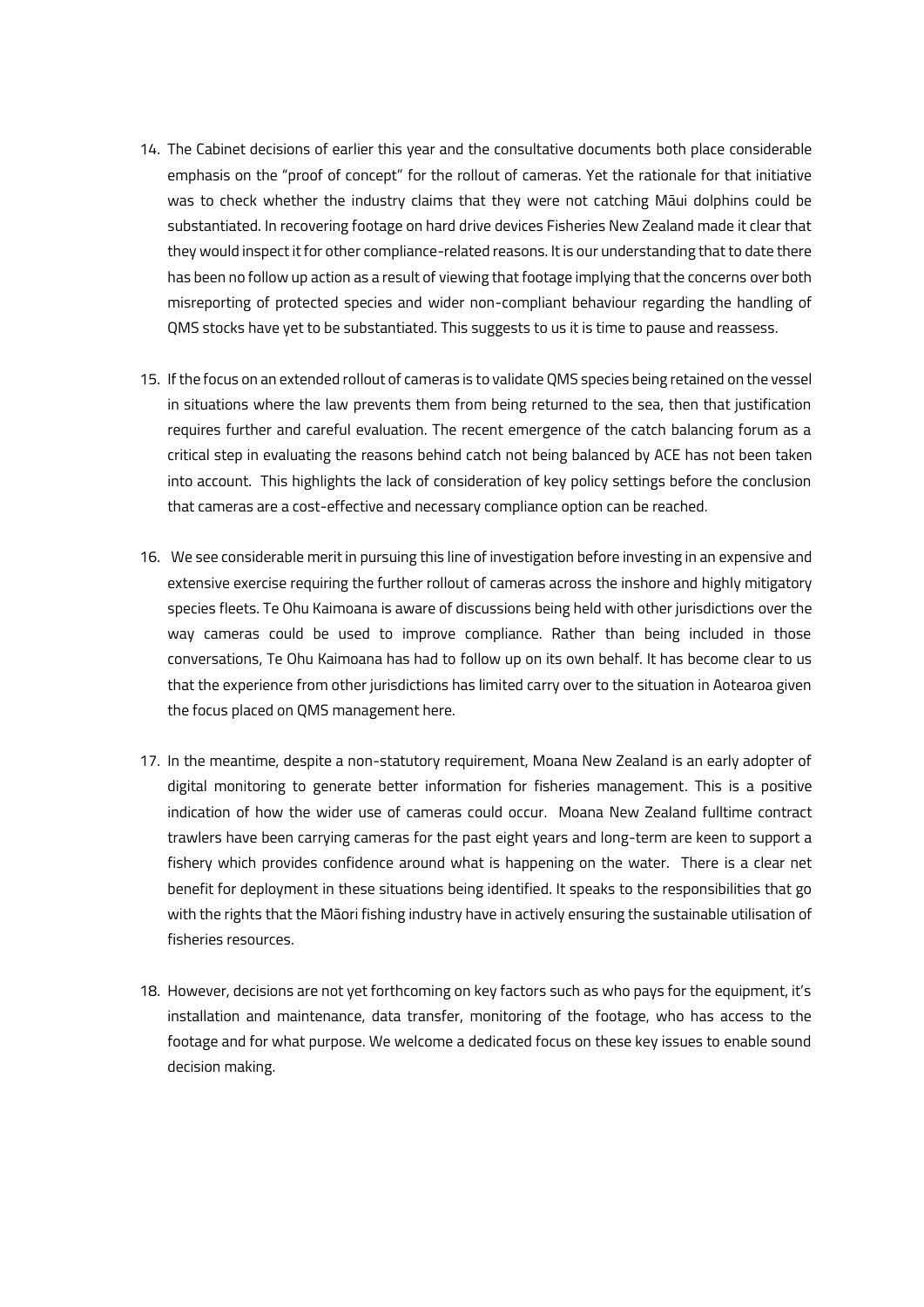14. The Cabinet decisions of earlier this year and the consultative documents both place considerable emphasis on the "proof of concept" for the rollout of cameras. Yet the rationale for that initiative was to check whether the industry claims that they were not catching Māui dolphins could be substantiated. In recovering footage on hard drive devices Fisheries New Zealand made it clear that they would inspect it for other compliance-related reasons. It is our understanding that to date there has been no follow up action as a result of viewing that footage implying that the concerns over both misreporting of protected species and wider non-compliant behaviour regarding the handling of QMS stocks have yet to be substantiated. This suggests to us it is time to pause and reassess.

15. If the focus on an extended rollout of cameras is to validate QMS species being retained on the vessel in situations where the law prevents them from being returned to the sea, then that justification requires further and careful evaluation. The recent emergence of the catch balancing forum as a critical step in evaluating the reasons behind catch not being balanced by ACE has not been taken into account. This highlights the lack of consideration of key policy settings before the conclusion that cameras are a cost-effective and necessary compliance option can be reached.

16. We see considerable merit in pursuing this line of investigation before investing in an expensive and extensive exercise requiring the further rollout of cameras across the inshore and highly mitigatory species fleets. Te Ohu Kaimoana is aware of discussions being held with other jurisdictions over the way cameras could be used to improve compliance. Rather than being included in those conversations, Te Ohu Kaimoana has had to follow up on its own behalf. It has become clear to us that the experience from other jurisdictions has limited carry over to the situation in Aotearoa given the focus placed on QMS management here.

17. In the meantime, despite a non-statutory requirement, Moana New Zealand is an early adopter of digital monitoring to generate better information for fisheries management. This is a positive indication of how the wider use of cameras could occur. Moana New Zealand fulltime contract trawlers have been carrying cameras for the past eight years and long-term are keen to support a fishery which provides confidence around what is happening on the water. There is a clear net benefit for deployment in these situations being identified. It speaks to the responsibilities that go with the rights that the Māori fishing industry have in actively ensuring the sustainable utilisation of fisheries resources.

18. However, decisions are not yet forthcoming on key factors such as who pays for the equipment, it's installation and maintenance, data transfer, monitoring of the footage, who has access to the footage and for what purpose. We welcome a dedicated focus on these key issues to enable sound decision making.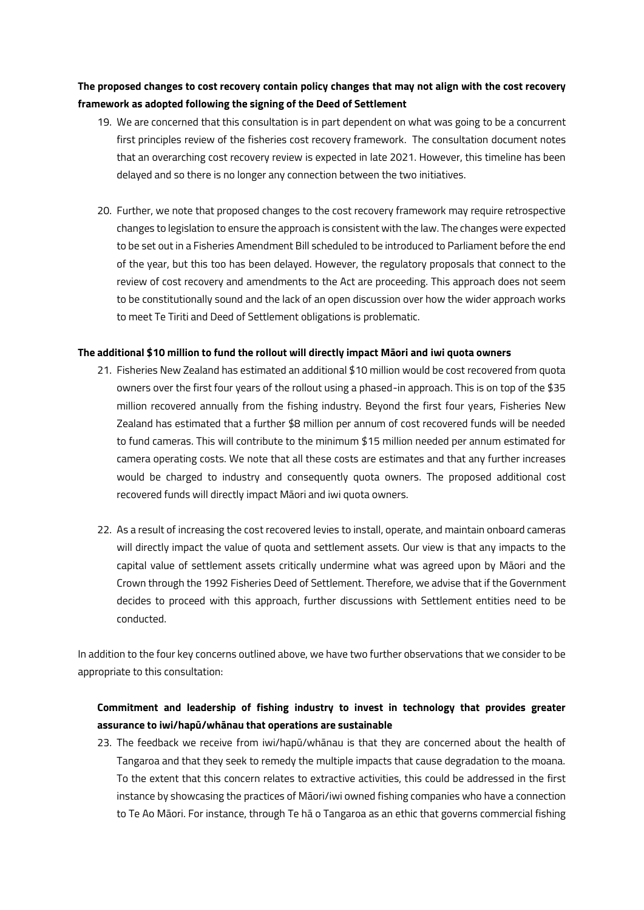**The proposed changes to cost recovery contain policy changes that may not align with the cost recovery framework as adopted following the signing of the Deed of Settlement**

19. We are concerned that this consultation is in part dependent on what was going to be a concurrent first principles review of the fisheries cost recovery framework. The consultation document notes that an overarching cost recovery review is expected in late 2021. However, this timeline has been delayed and so there is no longer any connection between the two initiatives.

20. Further, we note that proposed changes to the cost recovery framework may require retrospective changes to legislation to ensure the approach is consistent with the law. The changes were expected to be set out in a Fisheries Amendment Bill scheduled to be introduced to Parliament before the end of the year, but this too has been delayed. However, the regulatory proposals that connect to the review of cost recovery and amendments to the Act are proceeding. This approach does not seem to be constitutionally sound and the lack of an open discussion over how the wider approach works to meet Te Tiriti and Deed of Settlement obligations is problematic.

**The additional $10 million to fund the rollout will directly impact Māori and iwi quota owners**

21. Fisheries New Zealand has estimated an additional $10 million would be cost recovered from quota owners over the first four years of the rollout using a phased-in approach. This is on top of the $35 million recovered annually from the fishing industry. Beyond the first four years, Fisheries New Zealand has estimated that a further $8 million per annum of cost recovered funds will be needed to fund cameras. This will contribute to the minimum $15 million needed per annum estimated for camera operating costs. We note that all these costs are estimates and that any further increases would be charged to industry and consequently quota owners. The proposed additional cost recovered funds will directly impact Māori and iwi quota owners.

22. As a result of increasing the cost recovered levies to install, operate, and maintain onboard cameras will directly impact the value of quota and settlement assets. Our view is that any impacts to the capital value of settlement assets critically undermine what was agreed upon by Māori and the Crown through the 1992 Fisheries Deed of Settlement. Therefore, we advise that if the Government decides to proceed with this approach, further discussions with Settlement entities need to be conducted.

In addition to the four key concerns outlined above, we have two further observations that we consider to be appropriate to this consultation:

**Commitment and leadership of fishing industry to invest in technology that provides greater assurance to iwi/hapū/whānau that operations are sustainable**

23. The feedback we receive from iwi/hapū/whānau is that they are concerned about the health of Tangaroa and that they seek to remedy the multiple impacts that cause degradation to the moana. To the extent that this concern relates to extractive activities, this could be addressed in the first instance by showcasing the practices of Māori/iwi owned fishing companies who have a connection to Te Ao Māori. For instance, through Te hā o Tangaroa as an ethic that governs commercial fishing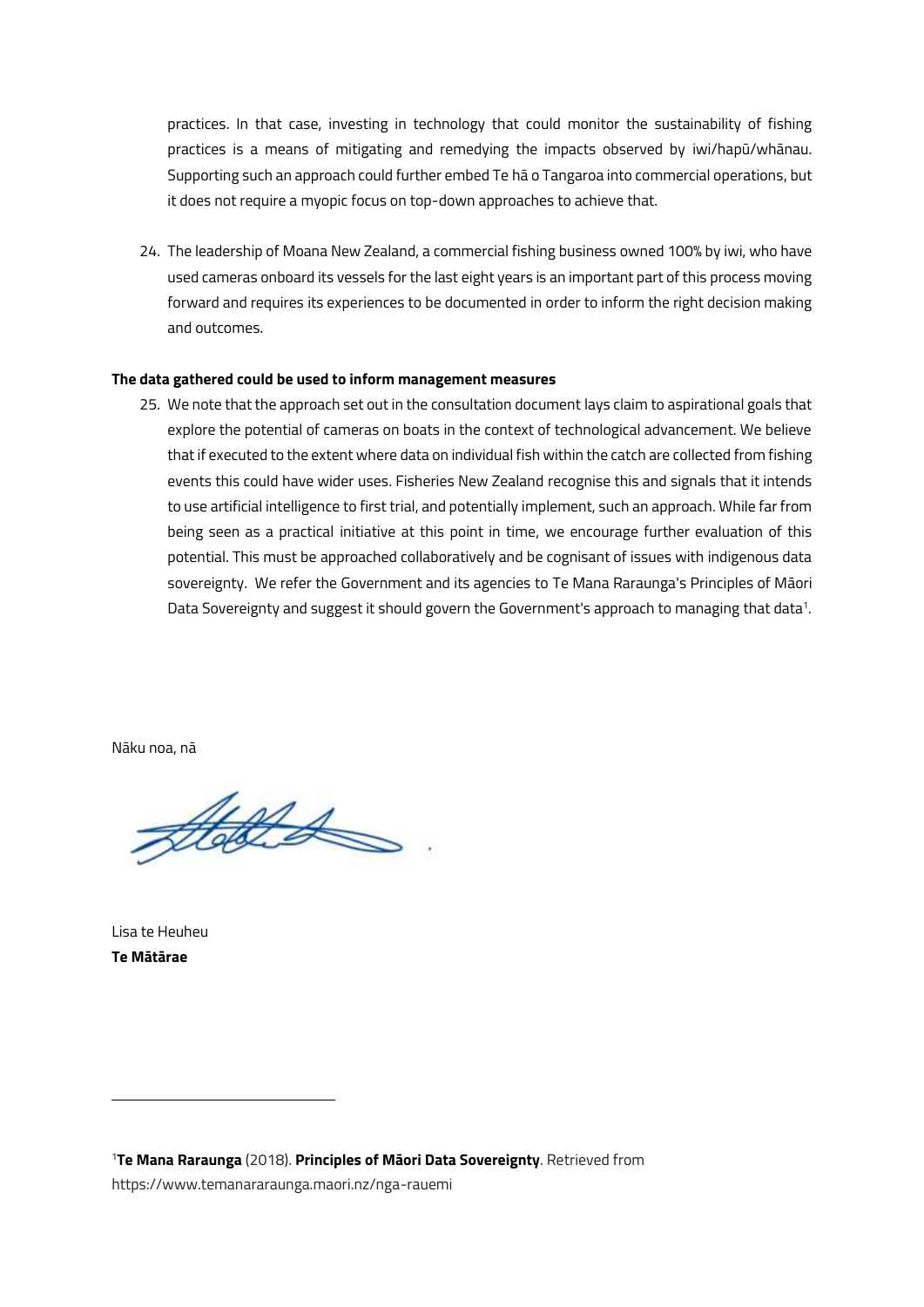practices. In that case, investing in technology that could monitor the sustainability of fishing practices is a means of mitigating and remedying the impacts observed by iwi/hapū/whānau. Supporting such an approach could further embed Te hā o Tangaroa into commercial operations, but it does not require a myopic focus on top-down approaches to achieve that.

24. The leadership of Moana New Zealand, a commercial fishing business owned 100% by iwi, who have used cameras onboard its vessels for the last eight years is an important part of this process moving forward and requires its experiences to be documented in order to inform the right decision making and outcomes.

**The data gathered could be used to inform management measures**

25. We note that the approach set out in the consultation document lays claim to aspirational goals that explore the potential of cameras on boats in the context of technological advancement. We believe that if executed to the extent where data on individual fish within the catch are collected from fishing events this could have wider uses. Fisheries New Zealand recognise this and signals that it intends to use artificial intelligence to first trial, and potentially implement, such an approach. While far from being seen as a practical initiative at this point in time, we encourage further evaluation of this potential. This must be approached collaboratively and be cognisant of issues with indigenous data sovereignty. We refer the Government and its agencies to Te Mana Raraunga's Principles of Māori Data Sovereignty and suggest it should govern the Government's approach to managing that data[1].

Nāku noa, nā

Lisa te Heuheu
**Te Mātārae**

---

[1]**Te Mana Raraunga** (2018). **Principles of Māori Data Sovereignty**. Retrieved from https://www.temanararaunga.maori.nz/nga-rauemi